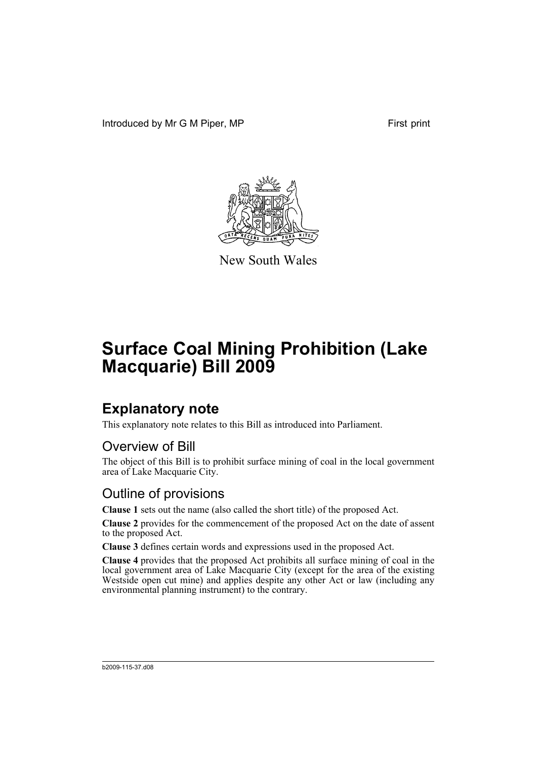Introduced by Mr G M Piper, MP

First print

New South Wales

# Surface Coal Mining Prohibition (Lake Macquarie) Bill 2009

## Explanatory note

This explanatory note relates to this Bill as introduced into Parliament.

### Overview of Bill

The object of this Bill is to prohibit surface mining of coal in the local government area of Lake Macquarie City.

### Outline of provisions

**Clause 1** sets out the name (also called the short title) of the proposed Act.

**Clause 2** provides for the commencement of the proposed Act on the date of assent to the proposed Act.

**Clause 3** defines certain words and expressions used in the proposed Act.

**Clause 4** provides that the proposed Act prohibits all surface mining of coal in the local government area of Lake Macquarie City (except for the area of the existing Westside open cut mine) and applies despite any other Act or law (including any environmental planning instrument) to the contrary.

b2009-115-37.d08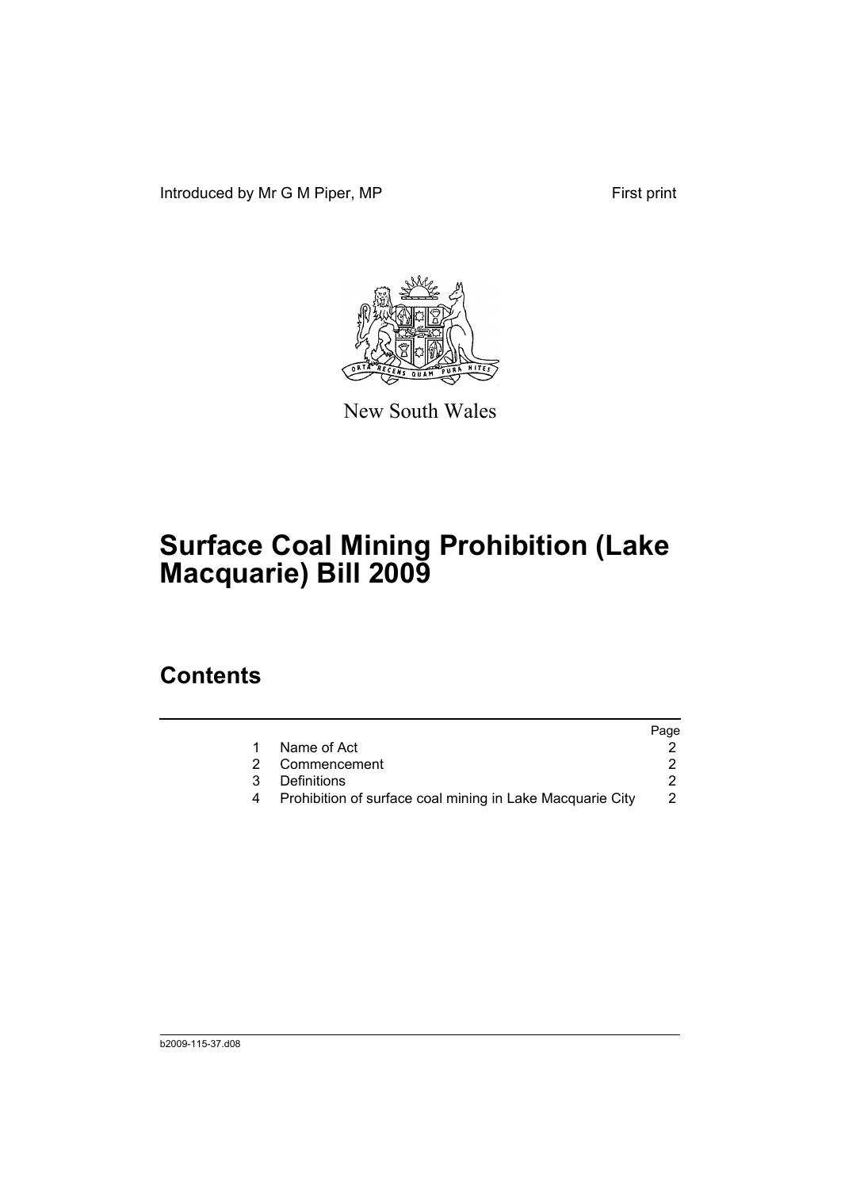Introduced by Mr G M Piper, MP First print

New South Wales

# Surface Coal Mining Prohibition (Lake Macquarie) Bill 2009

## Contents

| | | Page |
|---|---|---|
| 1 | Name of Act | 2 |
| 2 | Commencement | 2 |
| 3 | Definitions | 2 |
| 4 | Prohibition of surface coal mining in Lake Macquarie City | 2 |

b2009-115-37.d08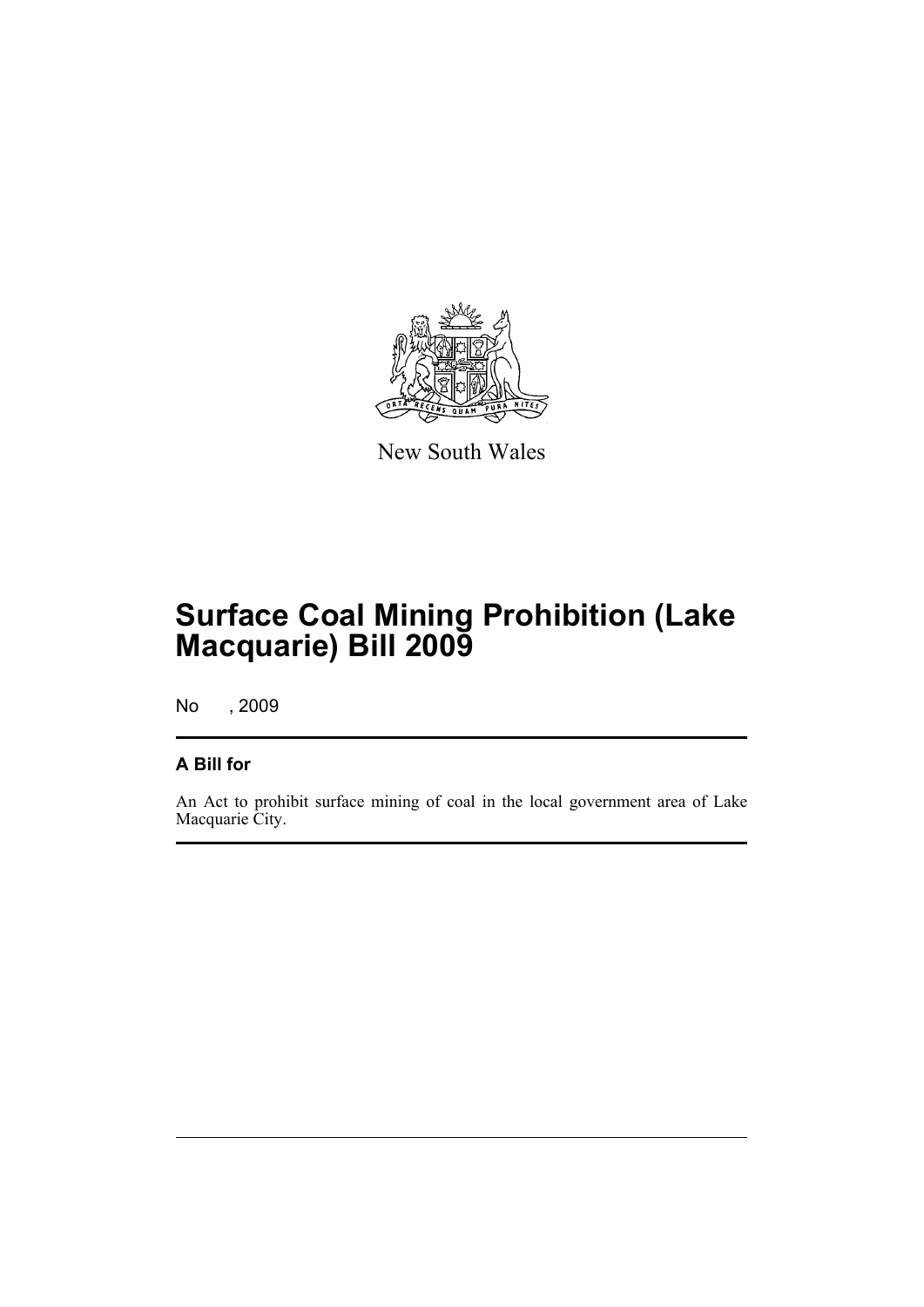New South Wales

# Surface Coal Mining Prohibition (Lake Macquarie) Bill 2009

No , 2009

## A Bill for

An Act to prohibit surface mining of coal in the local government area of Lake Macquarie City.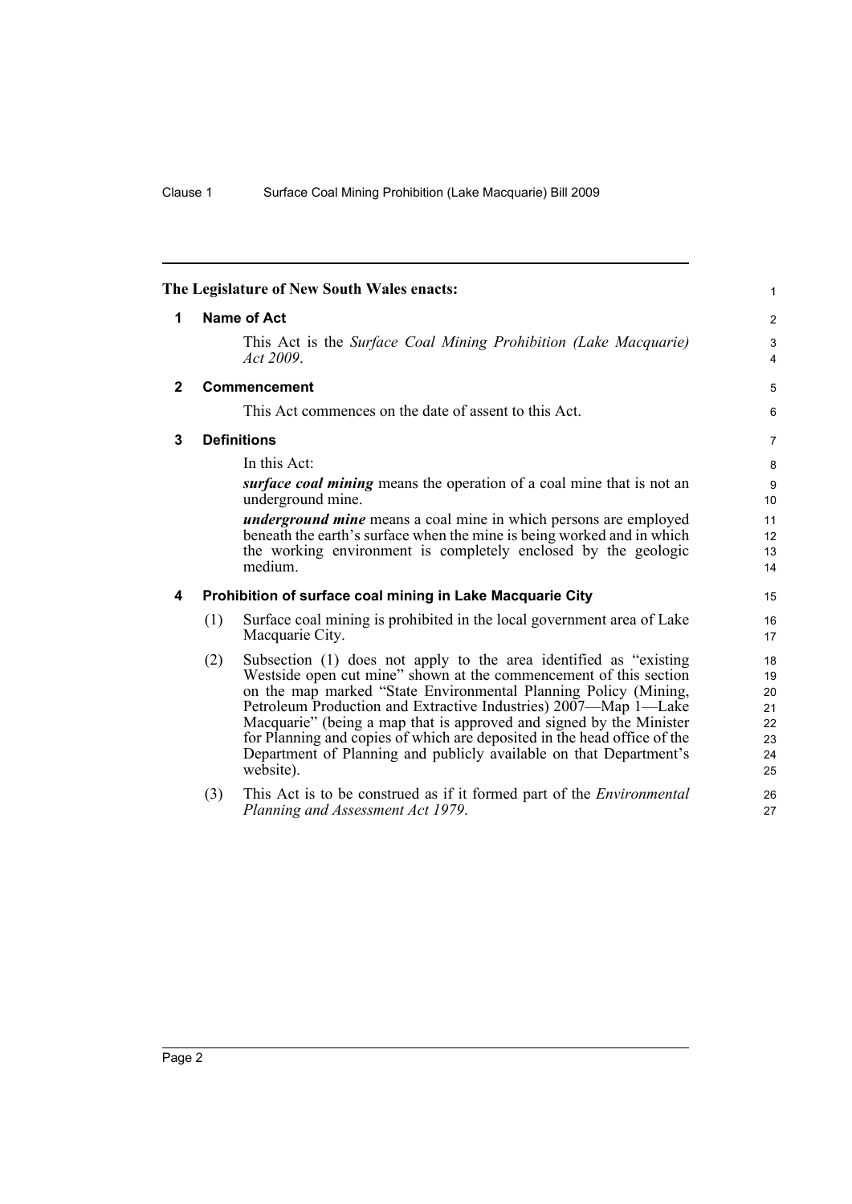The Legislature of New South Wales enacts:

## 1 Name of Act

This Act is the *Surface Coal Mining Prohibition (Lake Macquarie) Act 2009*.

## 2 Commencement

This Act commences on the date of assent to this Act.

## 3 Definitions

In this Act:

***surface coal mining*** means the operation of a coal mine that is not an underground mine.

***underground mine*** means a coal mine in which persons are employed beneath the earth's surface when the mine is being worked and in which the working environment is completely enclosed by the geologic medium.

## 4 Prohibition of surface coal mining in Lake Macquarie City

(1) Surface coal mining is prohibited in the local government area of Lake Macquarie City.

(2) Subsection (1) does not apply to the area identified as "existing Westside open cut mine" shown at the commencement of this section on the map marked "State Environmental Planning Policy (Mining, Petroleum Production and Extractive Industries) 2007—Map 1—Lake Macquarie" (being a map that is approved and signed by the Minister for Planning and copies of which are deposited in the head office of the Department of Planning and publicly available on that Department's website).

(3) This Act is to be construed as if it formed part of the *Environmental Planning and Assessment Act 1979*.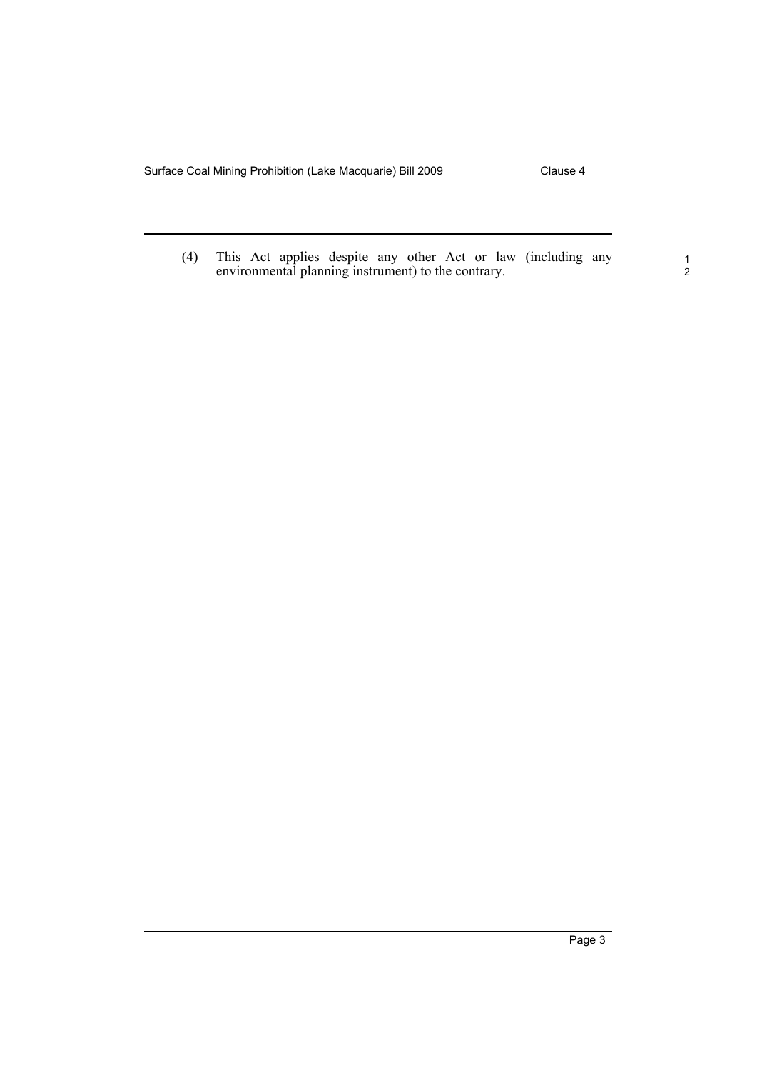(4) This Act applies despite any other Act or law (including any environmental planning instrument) to the contrary.